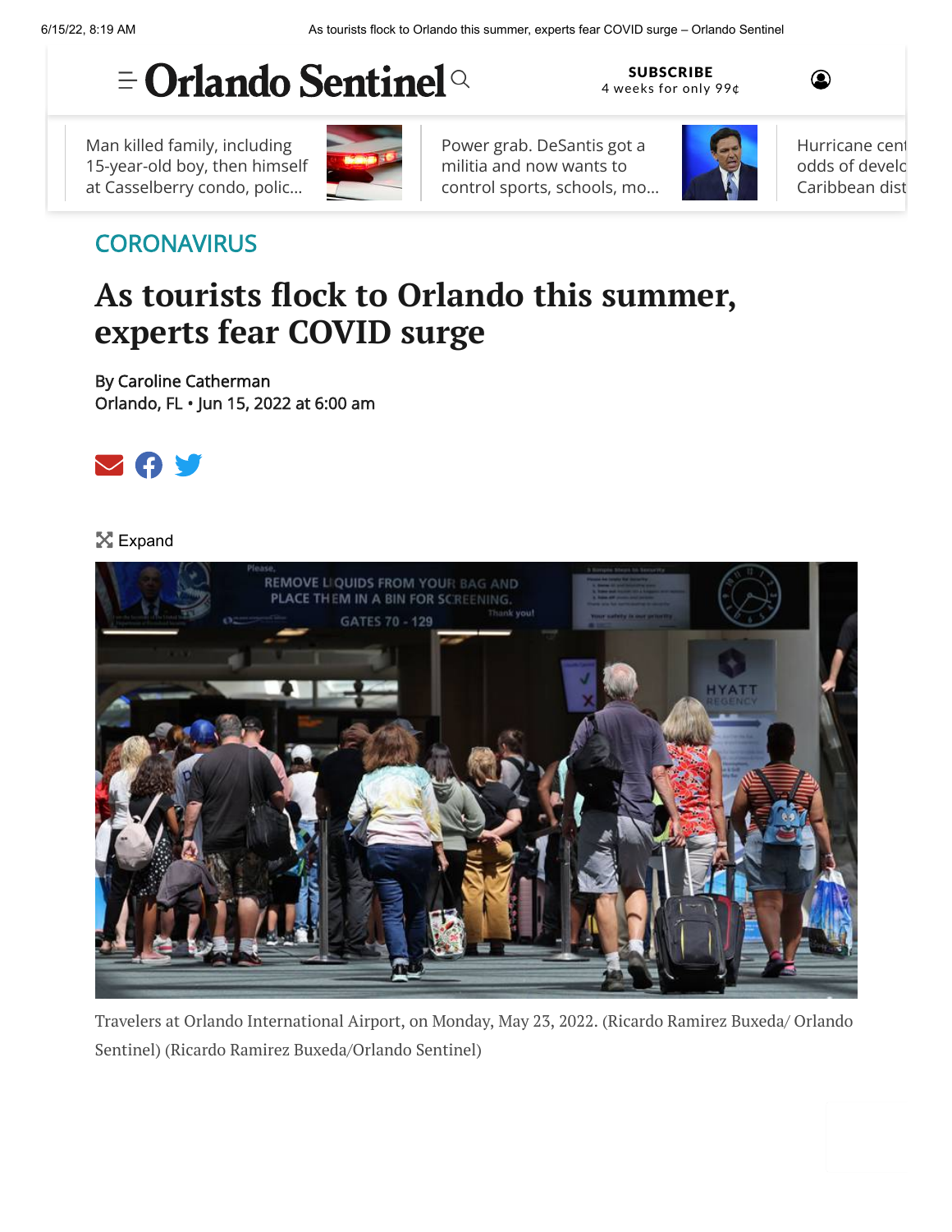CORONAVIRUS

# As tourists flock to Orlando this summer, experts fear COVID surge

By Caroline Catherman
Orlando, FL • Jun 15, 2022 at 6:00 am

Travelers at Orlando International Airport, on Monday, May 23, 2022. (Ricardo Ramirez Buxeda/ Orlando Sentinel) (Ricardo Ramirez Buxeda/Orlando Sentinel)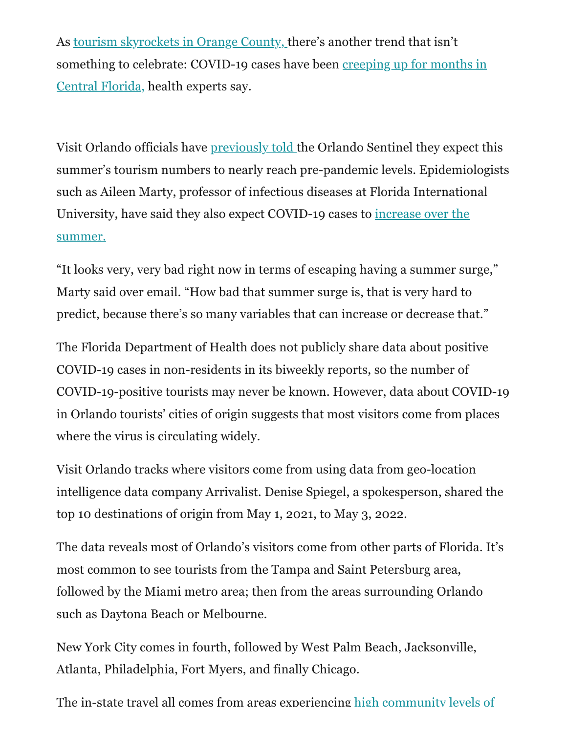As tourism skyrockets in Orange County, there's another trend that isn't something to celebrate: COVID-19 cases have been creeping up for months in Central Florida, health experts say.

Visit Orlando officials have previously told the Orlando Sentinel they expect this summer's tourism numbers to nearly reach pre-pandemic levels. Epidemiologists such as Aileen Marty, professor of infectious diseases at Florida International University, have said they also expect COVID-19 cases to increase over the summer.

"It looks very, very bad right now in terms of escaping having a summer surge," Marty said over email. "How bad that summer surge is, that is very hard to predict, because there's so many variables that can increase or decrease that."

The Florida Department of Health does not publicly share data about positive COVID-19 cases in non-residents in its biweekly reports, so the number of COVID-19-positive tourists may never be known. However, data about COVID-19 in Orlando tourists' cities of origin suggests that most visitors come from places where the virus is circulating widely.

Visit Orlando tracks where visitors come from using data from geo-location intelligence data company Arrivalist. Denise Spiegel, a spokesperson, shared the top 10 destinations of origin from May 1, 2021, to May 3, 2022.

The data reveals most of Orlando's visitors come from other parts of Florida. It's most common to see tourists from the Tampa and Saint Petersburg area, followed by the Miami metro area; then from the areas surrounding Orlando such as Daytona Beach or Melbourne.

New York City comes in fourth, followed by West Palm Beach, Jacksonville, Atlanta, Philadelphia, Fort Myers, and finally Chicago.

The in-state travel all comes from areas experiencing high community levels of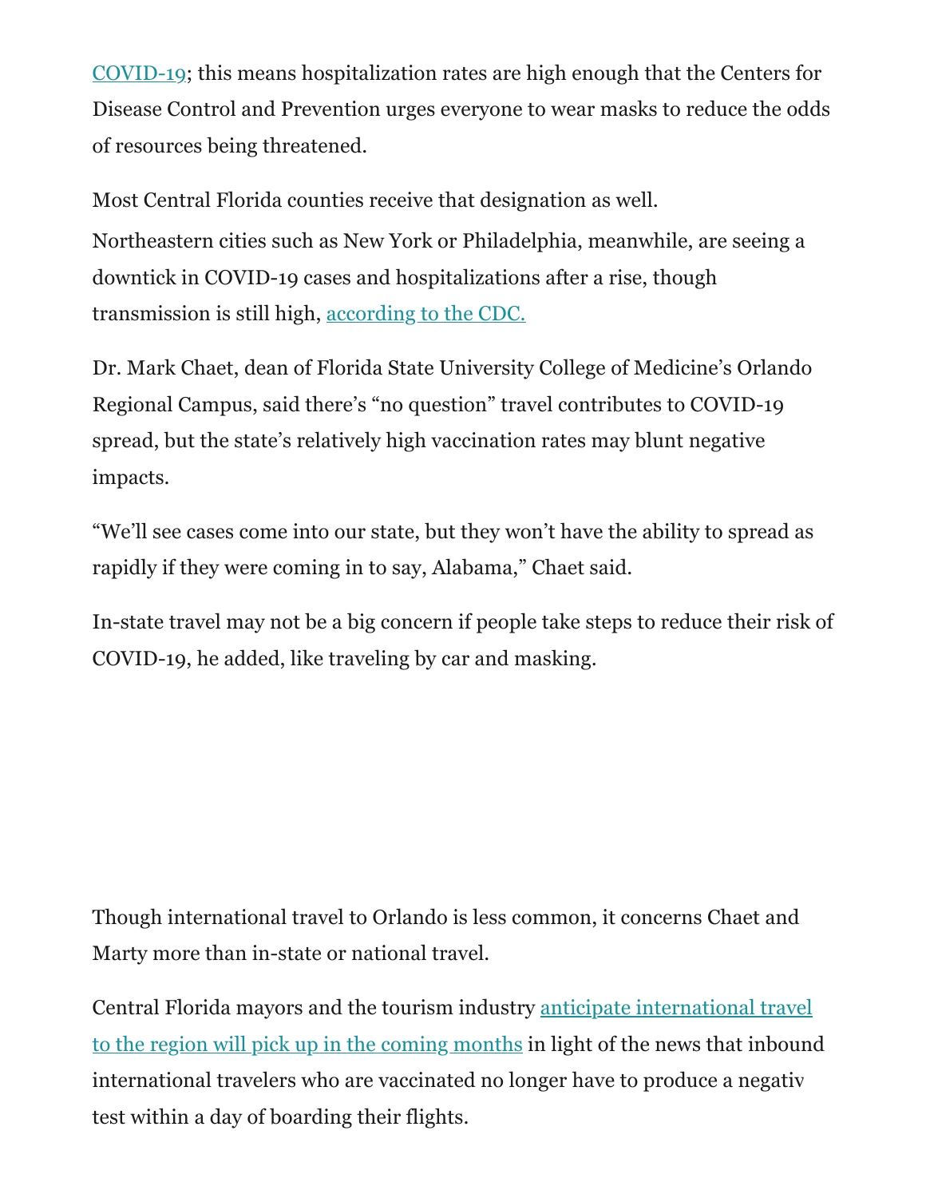COVID-19; this means hospitalization rates are high enough that the Centers for Disease Control and Prevention urges everyone to wear masks to reduce the odds of resources being threatened.

Most Central Florida counties receive that designation as well.

Northeastern cities such as New York or Philadelphia, meanwhile, are seeing a downtick in COVID-19 cases and hospitalizations after a rise, though transmission is still high, according to the CDC.

Dr. Mark Chaet, dean of Florida State University College of Medicine's Orlando Regional Campus, said there's "no question" travel contributes to COVID-19 spread, but the state's relatively high vaccination rates may blunt negative impacts.

"We'll see cases come into our state, but they won't have the ability to spread as rapidly if they were coming in to say, Alabama," Chaet said.

In-state travel may not be a big concern if people take steps to reduce their risk of COVID-19, he added, like traveling by car and masking.

Though international travel to Orlando is less common, it concerns Chaet and Marty more than in-state or national travel.

Central Florida mayors and the tourism industry anticipate international travel to the region will pick up in the coming months in light of the news that inbound international travelers who are vaccinated no longer have to produce a negativ test within a day of boarding their flights.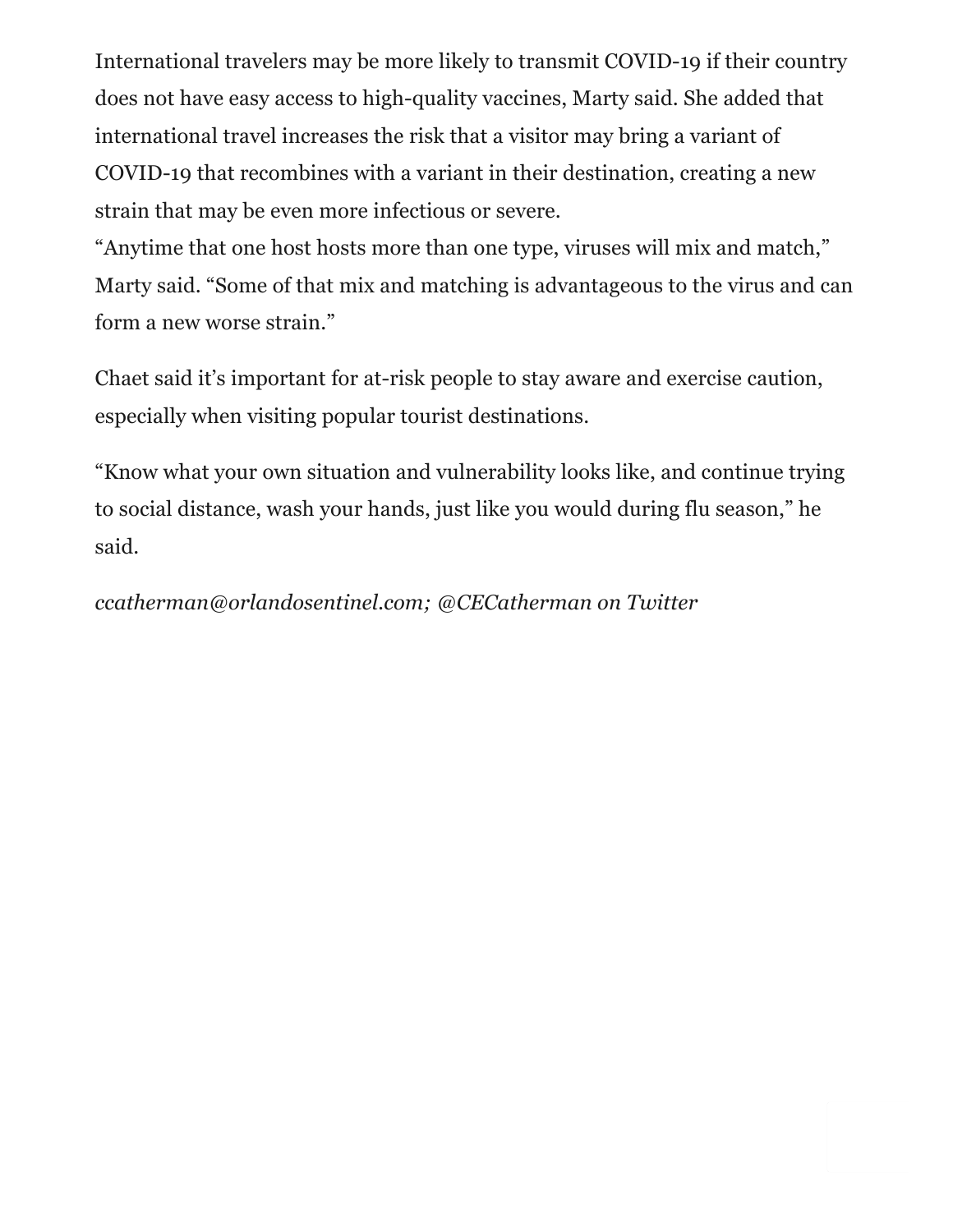International travelers may be more likely to transmit COVID-19 if their country does not have easy access to high-quality vaccines, Marty said. She added that international travel increases the risk that a visitor may bring a variant of COVID-19 that recombines with a variant in their destination, creating a new strain that may be even more infectious or severe.
"Anytime that one host hosts more than one type, viruses will mix and match," Marty said. "Some of that mix and matching is advantageous to the virus and can form a new worse strain."

Chaet said it's important for at-risk people to stay aware and exercise caution, especially when visiting popular tourist destinations.

"Know what your own situation and vulnerability looks like, and continue trying to social distance, wash your hands, just like you would during flu season," he said.

*ccatherman@orlandosentinel.com; @CECatherman on Twitter*